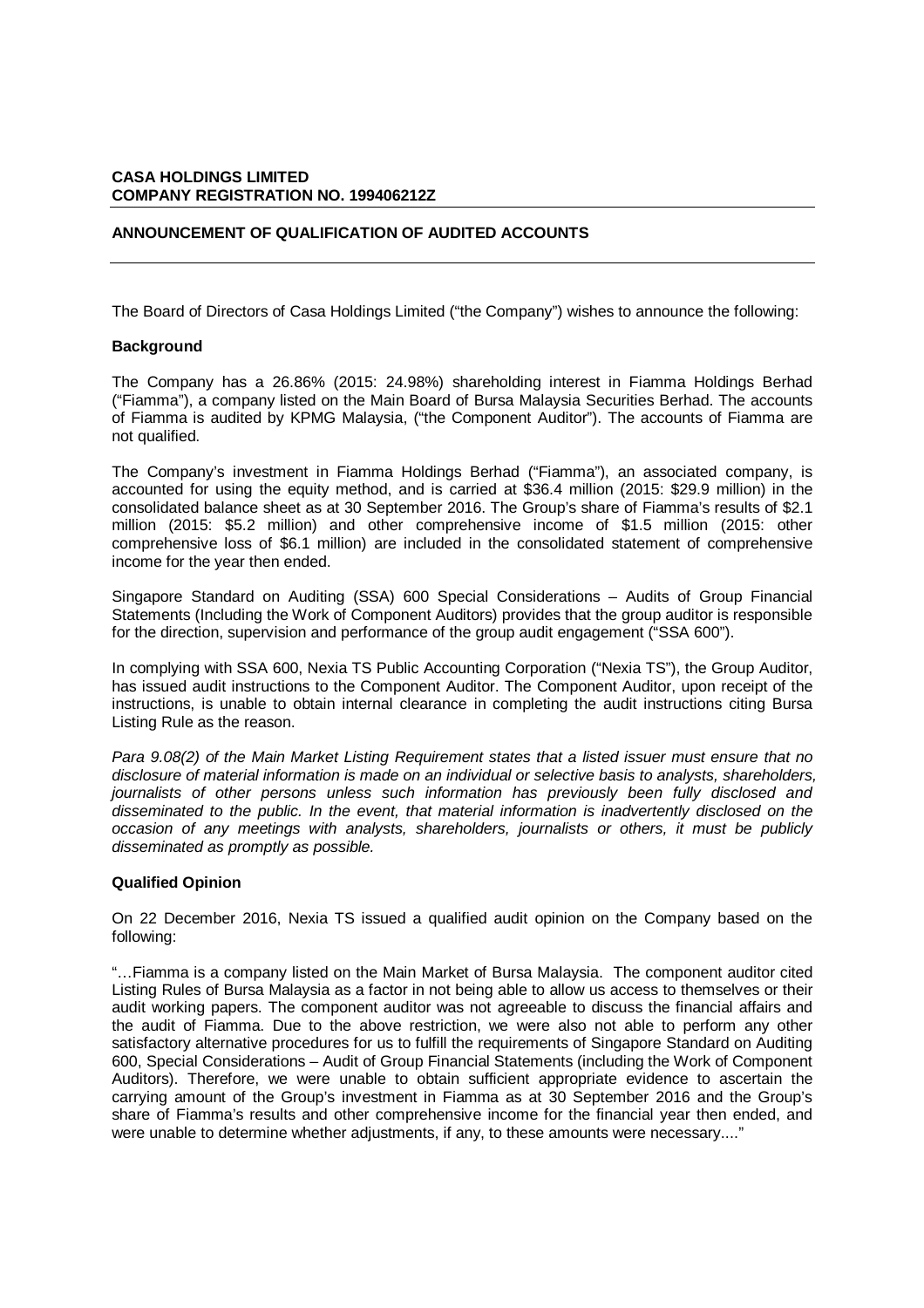**CASA HOLDINGS LIMITED**
**COMPANY REGISTRATION NO. 199406212Z**

---

**ANNOUNCEMENT OF QUALIFICATION OF AUDITED ACCOUNTS**

---

The Board of Directors of Casa Holdings Limited ("the Company") wishes to announce the following:

**Background**

The Company has a 26.86% (2015: 24.98%) shareholding interest in Fiamma Holdings Berhad ("Fiamma"), a company listed on the Main Board of Bursa Malaysia Securities Berhad. The accounts of Fiamma is audited by KPMG Malaysia, ("the Component Auditor"). The accounts of Fiamma are not qualified.

The Company's investment in Fiamma Holdings Berhad ("Fiamma"), an associated company, is accounted for using the equity method, and is carried at $36.4 million (2015: $29.9 million) in the consolidated balance sheet as at 30 September 2016. The Group's share of Fiamma's results of $2.1 million (2015: $5.2 million) and other comprehensive income of $1.5 million (2015: other comprehensive loss of $6.1 million) are included in the consolidated statement of comprehensive income for the year then ended.

Singapore Standard on Auditing (SSA) 600 Special Considerations – Audits of Group Financial Statements (Including the Work of Component Auditors) provides that the group auditor is responsible for the direction, supervision and performance of the group audit engagement ("SSA 600").

In complying with SSA 600, Nexia TS Public Accounting Corporation ("Nexia TS"), the Group Auditor, has issued audit instructions to the Component Auditor. The Component Auditor, upon receipt of the instructions, is unable to obtain internal clearance in completing the audit instructions citing Bursa Listing Rule as the reason.

*Para 9.08(2) of the Main Market Listing Requirement states that a listed issuer must ensure that no disclosure of material information is made on an individual or selective basis to analysts, shareholders, journalists of other persons unless such information has previously been fully disclosed and disseminated to the public. In the event, that material information is inadvertently disclosed on the occasion of any meetings with analysts, shareholders, journalists or others, it must be publicly disseminated as promptly as possible.*

**Qualified Opinion**

On 22 December 2016, Nexia TS issued a qualified audit opinion on the Company based on the following:

"…Fiamma is a company listed on the Main Market of Bursa Malaysia. The component auditor cited Listing Rules of Bursa Malaysia as a factor in not being able to allow us access to themselves or their audit working papers. The component auditor was not agreeable to discuss the financial affairs and the audit of Fiamma. Due to the above restriction, we were also not able to perform any other satisfactory alternative procedures for us to fulfill the requirements of Singapore Standard on Auditing 600, Special Considerations – Audit of Group Financial Statements (including the Work of Component Auditors). Therefore, we were unable to obtain sufficient appropriate evidence to ascertain the carrying amount of the Group's investment in Fiamma as at 30 September 2016 and the Group's share of Fiamma's results and other comprehensive income for the financial year then ended, and were unable to determine whether adjustments, if any, to these amounts were necessary...."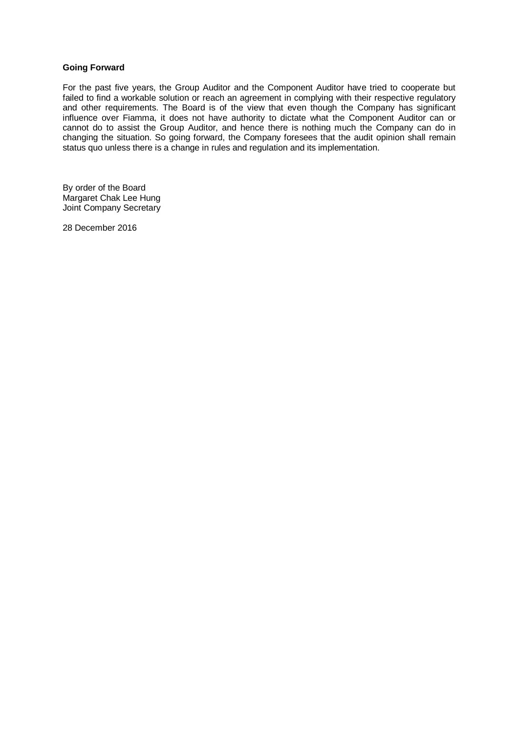**Going Forward**

For the past five years, the Group Auditor and the Component Auditor have tried to cooperate but failed to find a workable solution or reach an agreement in complying with their respective regulatory and other requirements. The Board is of the view that even though the Company has significant influence over Fiamma, it does not have authority to dictate what the Component Auditor can or cannot do to assist the Group Auditor, and hence there is nothing much the Company can do in changing the situation. So going forward, the Company foresees that the audit opinion shall remain status quo unless there is a change in rules and regulation and its implementation.

By order of the Board
Margaret Chak Lee Hung
Joint Company Secretary

28 December 2016